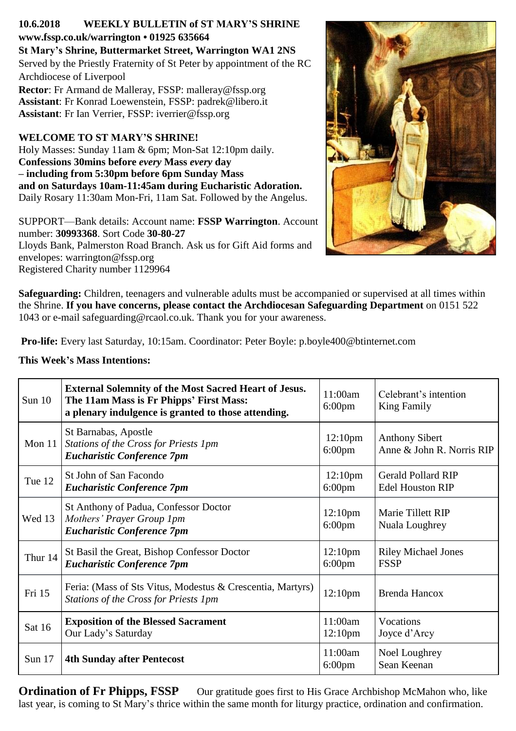**10.6.2018 WEEKLY BULLETIN of ST MARY'S SHRINE**
**www.fssp.co.uk/warrington • 01925 635664**
**St Mary's Shrine, Buttermarket Street, Warrington WA1 2NS**
Served by the Priestly Fraternity of St Peter by appointment of the RC Archdiocese of Liverpool
**Rector**: Fr Armand de Malleray, FSSP: malleray@fssp.org
**Assistant**: Fr Konrad Loewenstein, FSSP: padrek@libero.it
**Assistant**: Fr Ian Verrier, FSSP: iverrier@fssp.org

**WELCOME TO ST MARY'S SHRINE!**
Holy Masses: Sunday 11am & 6pm; Mon-Sat 12:10pm daily.
**Confessions 30mins before *every* Mass *every* day**
**– including from 5:30pm before 6pm Sunday Mass**
**and on Saturdays 10am-11:45am during Eucharistic Adoration.**
Daily Rosary 11:30am Mon-Fri, 11am Sat. Followed by the Angelus.

SUPPORT—Bank details: Account name: **FSSP Warrington**. Account number: **30993368**. Sort Code **30-80-27**
Lloyds Bank, Palmerston Road Branch. Ask us for Gift Aid forms and envelopes: warrington@fssp.org
Registered Charity number 1129964

**Safeguarding:** Children, teenagers and vulnerable adults must be accompanied or supervised at all times within the Shrine. **If you have concerns, please contact the Archdiocesan Safeguarding Department** on 0151 522 1043 or e-mail safeguarding@rcaol.co.uk. Thank you for your awareness.

**Pro-life:** Every last Saturday, 10:15am. Coordinator: Peter Boyle: p.boyle400@btinternet.com

**This Week's Mass Intentions:**

| Day | Feast | Time | Intention |
|---|---|---|---|
| Sun 10 | **External Solemnity of the Most Sacred Heart of Jesus. The 11am Mass is Fr Phipps' First Mass: a plenary indulgence is granted to those attending.** | 11:00am<br>6:00pm | Celebrant's intention<br>King Family |
| Mon 11 | St Barnabas, Apostle<br>*Stations of the Cross for Priests 1pm*<br>***Eucharistic Conference 7pm*** | 12:10pm<br>6:00pm | Anthony Sibert<br>Anne & John R. Norris RIP |
| Tue 12 | St John of San Facondo<br>***Eucharistic Conference 7pm*** | 12:10pm<br>6:00pm | Gerald Pollard RIP<br>Edel Houston RIP |
| Wed 13 | St Anthony of Padua, Confessor Doctor<br>*Mothers' Prayer Group 1pm*<br>***Eucharistic Conference 7pm*** | 12:10pm<br>6:00pm | Marie Tillett RIP<br>Nuala Loughrey |
| Thur 14 | St Basil the Great, Bishop Confessor Doctor<br>***Eucharistic Conference 7pm*** | 12:10pm<br>6:00pm | Riley Michael Jones<br>FSSP |
| Fri 15 | Feria: (Mass of Sts Vitus, Modestus & Crescentia, Martyrs)<br>*Stations of the Cross for Priests 1pm* | 12:10pm | Brenda Hancox |
| Sat 16 | **Exposition of the Blessed Sacrament**<br>Our Lady's Saturday | 11:00am<br>12:10pm | Vocations<br>Joyce d'Arcy |
| Sun 17 | **4th Sunday after Pentecost** | 11:00am<br>6:00pm | Noel Loughrey<br>Sean Keenan |

**Ordination of Fr Phipps, FSSP** Our gratitude goes first to His Grace Archbishop McMahon who, like last year, is coming to St Mary's thrice within the same month for liturgy practice, ordination and confirmation.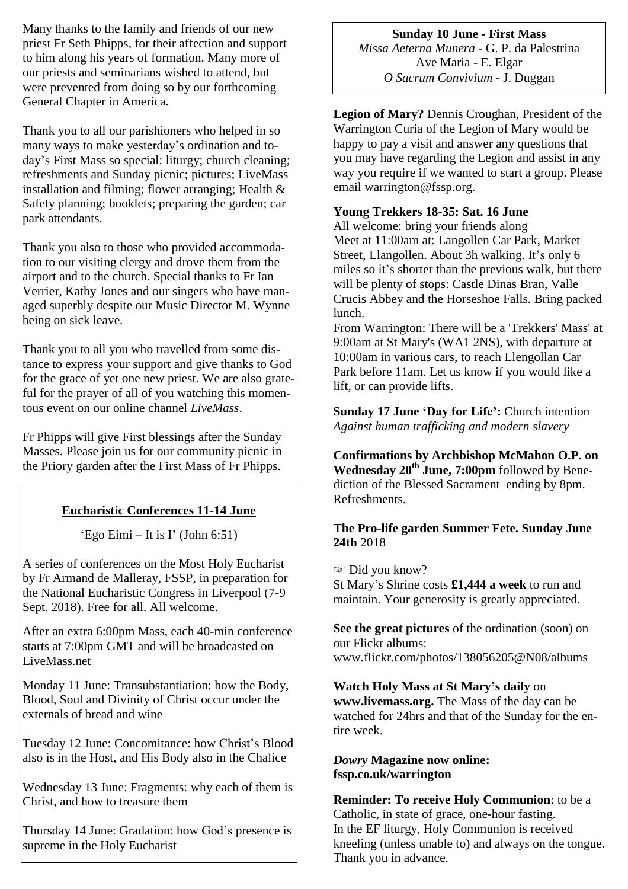Many thanks to the family and friends of our new priest Fr Seth Phipps, for their affection and support to him along his years of formation. Many more of our priests and seminarians wished to attend, but were prevented from doing so by our forthcoming General Chapter in America.

Thank you to all our parishioners who helped in so many ways to make yesterday's ordination and today's First Mass so special: liturgy; church cleaning; refreshments and Sunday picnic; pictures; LiveMass installation and filming; flower arranging; Health & Safety planning; booklets; preparing the garden; car park attendants.

Thank you also to those who provided accommodation to our visiting clergy and drove them from the airport and to the church. Special thanks to Fr Ian Verrier, Kathy Jones and our singers who have managed superbly despite our Music Director M. Wynne being on sick leave.

Thank you to all you who travelled from some distance to express your support and give thanks to God for the grace of yet one new priest. We are also grateful for the prayer of all of you watching this momentous event on our online channel *LiveMass*.

Fr Phipps will give First blessings after the Sunday Masses. Please join us for our community picnic in the Priory garden after the First Mass of Fr Phipps.

**Eucharistic Conferences 11-14 June**

'Ego Eimi – It is I' (John 6:51)

A series of conferences on the Most Holy Eucharist by Fr Armand de Malleray, FSSP, in preparation for the National Eucharistic Congress in Liverpool (7-9 Sept. 2018). Free for all. All welcome.

After an extra 6:00pm Mass, each 40-min conference starts at 7:00pm GMT and will be broadcasted on LiveMass.net

Monday 11 June: Transubstantiation: how the Body, Blood, Soul and Divinity of Christ occur under the externals of bread and wine

Tuesday 12 June: Concomitance: how Christ's Blood also is in the Host, and His Body also in the Chalice

Wednesday 13 June: Fragments: why each of them is Christ, and how to treasure them

Thursday 14 June: Gradation: how God's presence is supreme in the Holy Eucharist

**Sunday 10 June - First Mass**
*Missa Aeterna Munera* - G. P. da Palestrina
Ave Maria - E. Elgar
*O Sacrum Convivium* - J. Duggan

**Legion of Mary?** Dennis Croughan, President of the Warrington Curia of the Legion of Mary would be happy to pay a visit and answer any questions that you may have regarding the Legion and assist in any way you require if we wanted to start a group. Please email warrington@fssp.org.

**Young Trekkers 18-35: Sat. 16 June**
All welcome: bring your friends along
Meet at 11:00am at: Langollen Car Park, Market Street, Llangollen. About 3h walking. It's only 6 miles so it's shorter than the previous walk, but there will be plenty of stops: Castle Dinas Bran, Valle Crucis Abbey and the Horseshoe Falls. Bring packed lunch.
From Warrington: There will be a 'Trekkers' Mass' at 9:00am at St Mary's (WA1 2NS), with departure at 10:00am in various cars, to reach Llengollan Car Park before 11am. Let us know if you would like a lift, or can provide lifts.

**Sunday 17 June 'Day for Life':** Church intention *Against human trafficking and modern slavery*

**Confirmations by Archbishop McMahon O.P. on Wednesday 20th June, 7:00pm** followed by Benediction of the Blessed Sacrament ending by 8pm. Refreshments.

**The Pro-life garden Summer Fete. Sunday June 24th** 2018

☞ Did you know?
St Mary's Shrine costs **£1,444 a week** to run and maintain. Your generosity is greatly appreciated.

**See the great pictures** of the ordination (soon) on our Flickr albums:
www.flickr.com/photos/138056205@N08/albums

**Watch Holy Mass at St Mary's daily** on **www.livemass.org.** The Mass of the day can be watched for 24hrs and that of the Sunday for the entire week.

***Dowry* Magazine now online: fssp.co.uk/warrington**

**Reminder: To receive Holy Communion**: to be a Catholic, in state of grace, one-hour fasting.
In the EF liturgy, Holy Communion is received kneeling (unless unable to) and always on the tongue. Thank you in advance.